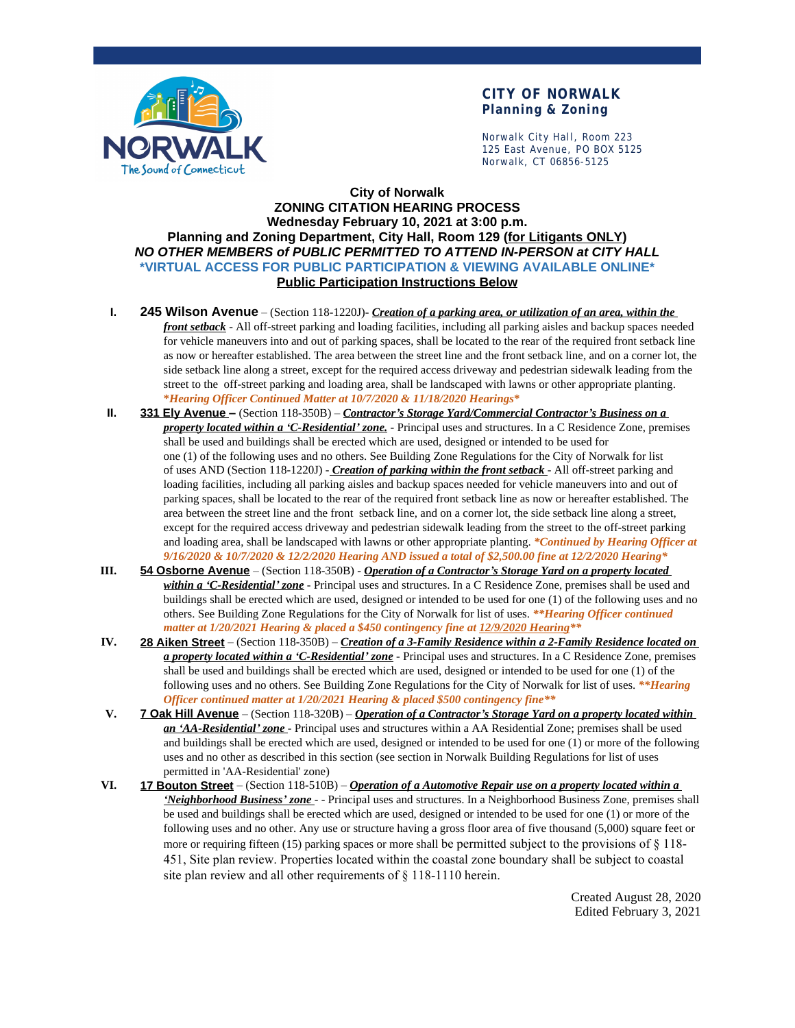**CITY OF NORWALK**
**Planning & Zoning**

Norwalk City Hall, Room 223
125 East Avenue, PO BOX 5125
Norwalk, CT 06856-5125

**City of Norwalk**
**ZONING CITATION HEARING PROCESS**
**Wednesday February 10, 2021 at 3:00 p.m.**
**Planning and Zoning Department, City Hall, Room 129 (for Litigants ONLY)**
***NO OTHER MEMBERS of PUBLIC PERMITTED TO ATTEND IN-PERSON at CITY HALL***
**\*VIRTUAL ACCESS FOR PUBLIC PARTICIPATION & VIEWING AVAILABLE ONLINE\***
**Public Participation Instructions Below**

I. **245 Wilson Avenue** – (Section 118-1220J)- ***Creation of a parking area, or utilization of an area, within the front setback*** - All off-street parking and loading facilities, including all parking aisles and backup spaces needed for vehicle maneuvers into and out of parking spaces, shall be located to the rear of the required front setback line as now or hereafter established. The area between the street line and the front setback line, and on a corner lot, the side setback line along a street, except for the required access driveway and pedestrian sidewalk leading from the street to the off-street parking and loading area, shall be landscaped with lawns or other appropriate planting. ***\*Hearing Officer Continued Matter at 10/7/2020 & 11/18/2020 Hearings\****

II. **331 Ely Avenue –** (Section 118-350B) – ***Contractor's Storage Yard/Commercial Contractor's Business on a property located within a 'C-Residential' zone.*** - Principal uses and structures. In a C Residence Zone, premises shall be used and buildings shall be erected which are used, designed or intended to be used for one (1) of the following uses and no others. See Building Zone Regulations for the City of Norwalk for list of uses AND (Section 118-1220J) - ***Creation of parking within the front setback*** - All off-street parking and loading facilities, including all parking aisles and backup spaces needed for vehicle maneuvers into and out of parking spaces, shall be located to the rear of the required front setback line as now or hereafter established. The area between the street line and the front setback line, and on a corner lot, the side setback line along a street, except for the required access driveway and pedestrian sidewalk leading from the street to the off-street parking and loading area, shall be landscaped with lawns or other appropriate planting. ***\*Continued by Hearing Officer at 9/16/2020 & 10/7/2020 & 12/2/2020 Hearing AND issued a total of $2,500.00 fine at 12/2/2020 Hearing\****

III. **54 Osborne Avenue** – (Section 118-350B) - ***Operation of a Contractor's Storage Yard on a property located within a 'C-Residential' zone*** - Principal uses and structures. In a C Residence Zone, premises shall be used and buildings shall be erected which are used, designed or intended to be used for one (1) of the following uses and no others. See Building Zone Regulations for the City of Norwalk for list of uses. ***\*\*Hearing Officer continued matter at 1/20/2021 Hearing & placed a $450 contingency fine at 12/9/2020 Hearing\*\****

IV. **28 Aiken Street** – (Section 118-350B) – ***Creation of a 3-Family Residence within a 2-Family Residence located on a property located within a 'C-Residential' zone*** - Principal uses and structures. In a C Residence Zone, premises shall be used and buildings shall be erected which are used, designed or intended to be used for one (1) of the following uses and no others. See Building Zone Regulations for the City of Norwalk for list of uses. ***\*\*Hearing Officer continued matter at 1/20/2021 Hearing & placed $500 contingency fine\*\****

V. **7 Oak Hill Avenue** – (Section 118-320B) – ***Operation of a Contractor's Storage Yard on a property located within an 'AA-Residential' zone*** - Principal uses and structures within a AA Residential Zone; premises shall be used and buildings shall be erected which are used, designed or intended to be used for one (1) or more of the following uses and no other as described in this section (see section in Norwalk Building Regulations for list of uses permitted in 'AA-Residential' zone)

VI. **17 Bouton Street** – (Section 118-510B) – ***Operation of a Automotive Repair use on a property located within a 'Neighborhood Business' zone*** - - Principal uses and structures. In a Neighborhood Business Zone, premises shall be used and buildings shall be erected which are used, designed or intended to be used for one (1) or more of the following uses and no other. Any use or structure having a gross floor area of five thousand (5,000) square feet or more or requiring fifteen (15) parking spaces or more shall be permitted subject to the provisions of § 118-451, Site plan review. Properties located within the coastal zone boundary shall be subject to coastal site plan review and all other requirements of § 118-1110 herein.

Created August 28, 2020
Edited February 3, 2021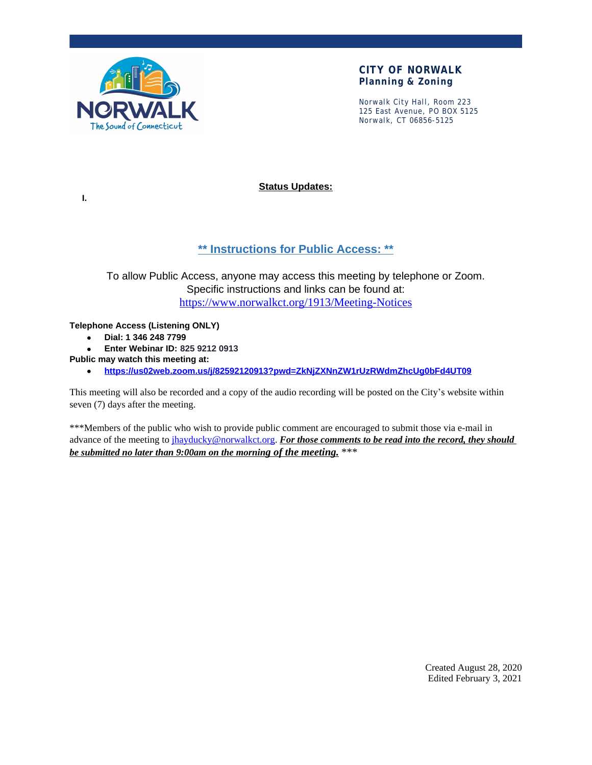**CITY OF NORWALK**
**Planning & Zoning**

Norwalk City Hall, Room 223
125 East Avenue, PO BOX 5125
Norwalk, CT 06856-5125

I. **Status Updates:**

## ** Instructions for Public Access: **

To allow Public Access, anyone may access this meeting by telephone or Zoom.
Specific instructions and links can be found at:
https://www.norwalkct.org/1913/Meeting-Notices

**Telephone Access (Listening ONLY)**

- **Dial: 1 346 248 7799**
- **Enter Webinar ID:** 825 9212 0913

**Public may watch this meeting at:**

- **https://us02web.zoom.us/j/82592120913?pwd=ZkNjZXNnZW1rUzRWdmZhcUg0bFd4UT09**

This meeting will also be recorded and a copy of the audio recording will be posted on the City's website within seven (7) days after the meeting.

***Members of the public who wish to provide public comment are encouraged to submit those via e-mail in advance of the meeting to jhayducky@norwalkct.org. ***For those comments to be read into the record, they should be submitted no later than 9:00am on the morning of the meeting.*** ***

Created August 28, 2020
Edited February 3, 2021